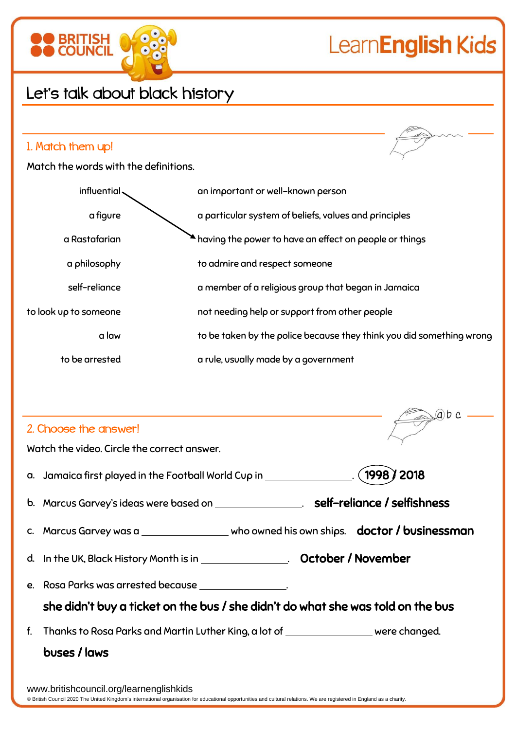# Let's talk about black history

## 1. Match them up!

Match the words with the definitions.

| | |
|---|---|
| influential | an important or well-known person |
| a figure | a particular system of beliefs, values and principles |
| a Rastafarian | having the power to have an effect on people or things |
| a philosophy | to admire and respect someone |
| self-reliance | a member of a religious group that began in Jamaica |
| to look up to someone | not needing help or support from other people |
| a law | to be taken by the police because they think you did something wrong |
| to be arrested | a rule, usually made by a government |

(Example: influential → having the power to have an effect on people or things)

## 2. Choose the answer!

Watch the video. Circle the correct answer.

a. Jamaica first played in the Football World Cup in ________________. **(1998) / 2018**

b. Marcus Garvey's ideas were based on ________________. **self-reliance / selfishness**

c. Marcus Garvey was a ________________ who owned his own ships. **doctor / businessman**

d. In the UK, Black History Month is in ________________. **October / November**

e. Rosa Parks was arrested because ________________.

**she didn't buy a ticket on the bus / she didn't do what she was told on the bus**

f. Thanks to Rosa Parks and Martin Luther King, a lot of ________________ were changed.

**buses / laws**

www.britishcouncil.org/learnenglishkids

© British Council 2020 The United Kingdom's international organisation for educational opportunities and cultural relations. We are registered in England as a charity.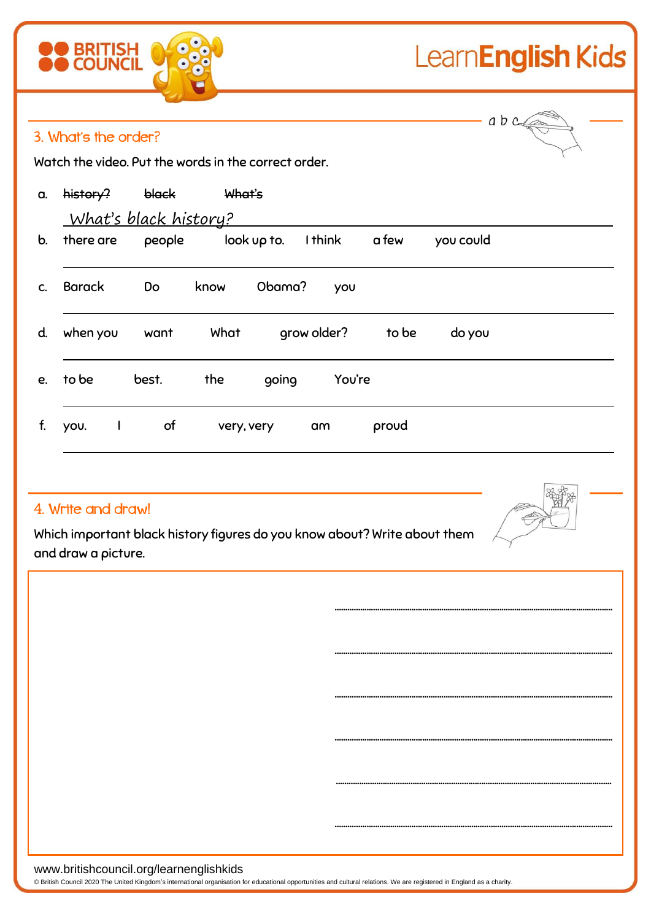BRITISH COUNCIL

LearnEnglish Kids

## 3. What's the order?

Watch the video. Put the words in the correct order.

a. ~~history?~~ ~~black~~ ~~What's~~

*What's black history?*

b. there are people look up to. I think a few you could

______________________________________________

c. Barack Do know Obama? you

______________________________________________

d. when you want What grow older? to be do you

______________________________________________

e. to be best. the going You're

______________________________________________

f. you. I of very, very am proud

______________________________________________

## 4. Write and draw!

Which important black history figures do you know about? Write about them and draw a picture.

......................................................................................

......................................................................................

......................................................................................

......................................................................................

......................................................................................

......................................................................................

www.britishcouncil.org/learnenglishkids

© British Council 2020 The United Kingdom's international organisation for educational opportunities and cultural relations. We are registered in England as a charity.